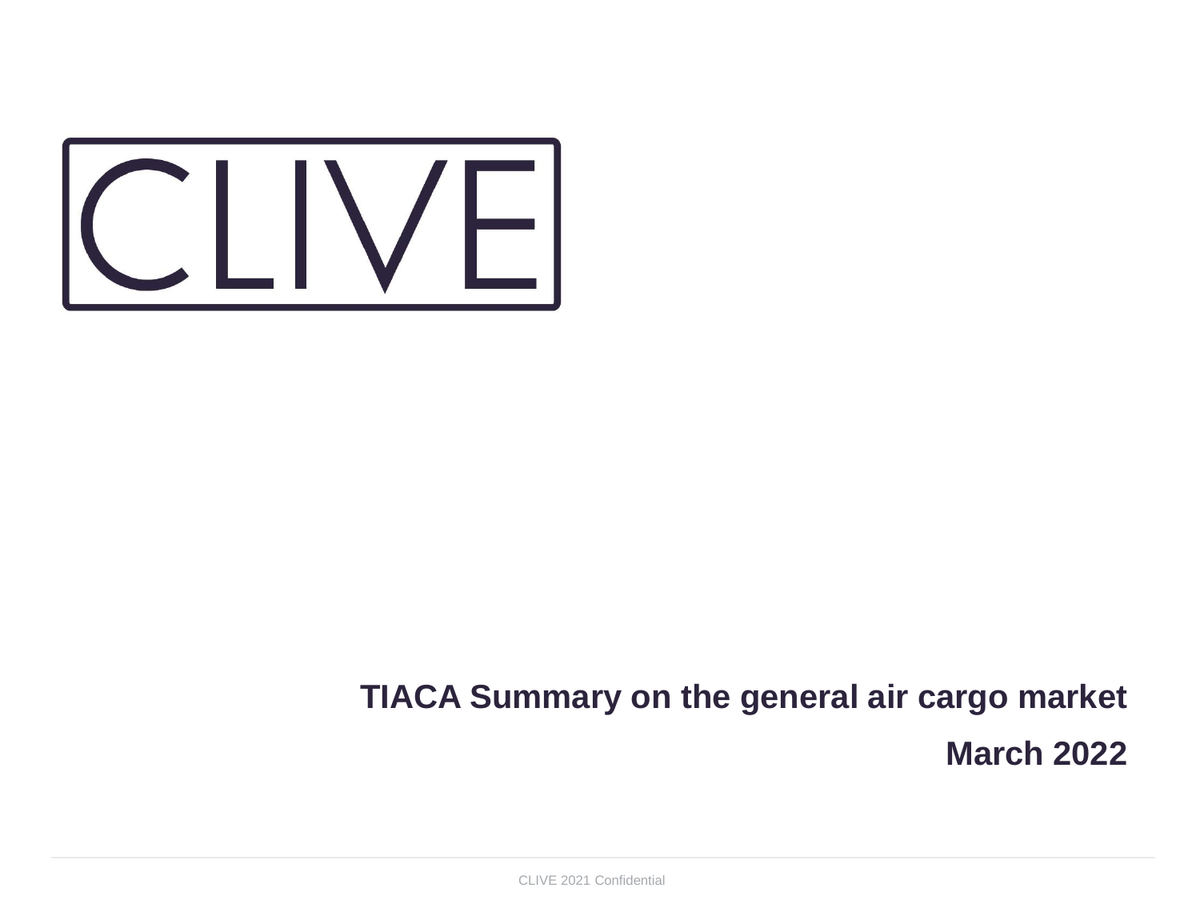CLIVE

# TIACA Summary on the general air cargo market

## March 2022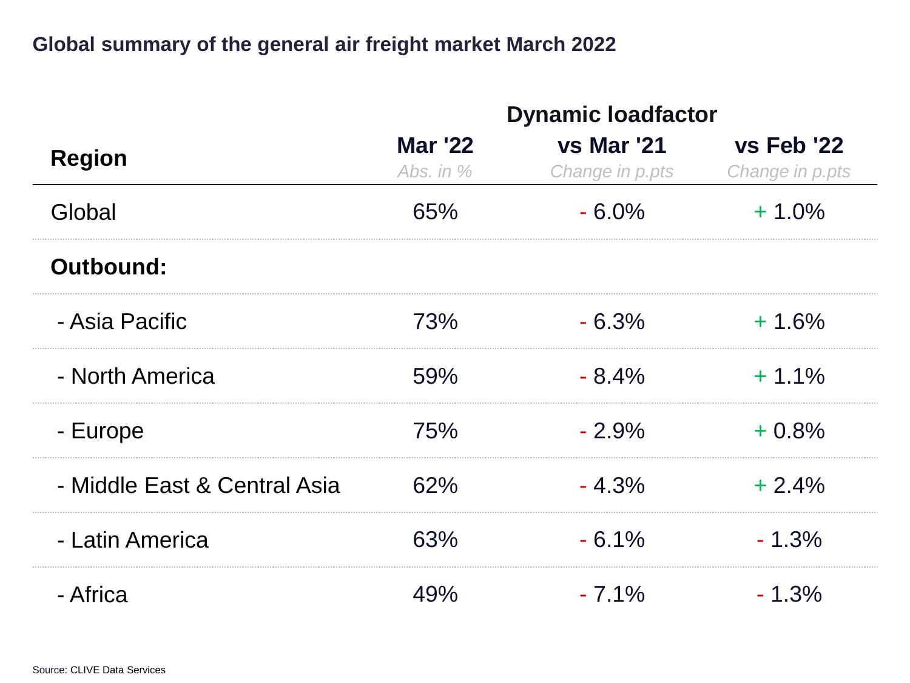## Global summary of the general air freight market March 2022

| Region | Dynamic loadfactor | | |
|---|---|---|---|
| | Mar '22 *Abs. in %* | vs Mar '21 *Change in p.pts* | vs Feb '22 *Change in p.pts* |
| Global | 65% | - 6.0% | + 1.0% |
| **Outbound:** | | | |
| - Asia Pacific | 73% | - 6.3% | + 1.6% |
| - North America | 59% | - 8.4% | + 1.1% |
| - Europe | 75% | - 2.9% | + 0.8% |
| - Middle East & Central Asia | 62% | - 4.3% | + 2.4% |
| - Latin America | 63% | - 6.1% | - 1.3% |
| - Africa | 49% | - 7.1% | - 1.3% |

Source: CLIVE Data Services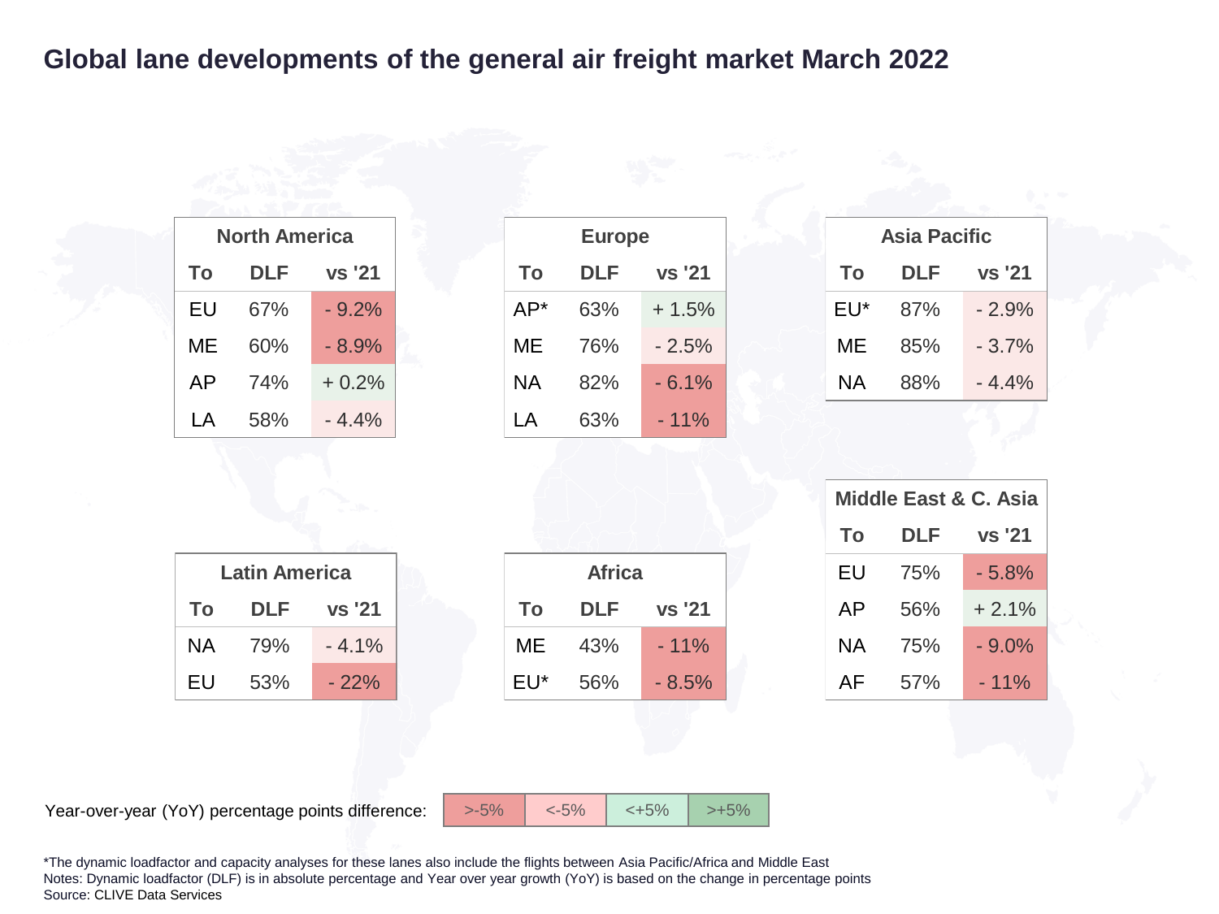# Global lane developments of the general air freight market March 2022

### North America

| To | DLF | vs '21 |
|---|---|---|
| EU | 67% | - 9.2% |
| ME | 60% | - 8.9% |
| AP | 74% | + 0.2% |
| LA | 58% | - 4.4% |

### Europe

| To | DLF | vs '21 |
|---|---|---|
| AP* | 63% | + 1.5% |
| ME | 76% | - 2.5% |
| NA | 82% | - 6.1% |
| LA | 63% | - 11% |

### Asia Pacific

| To | DLF | vs '21 |
|---|---|---|
| EU* | 87% | - 2.9% |
| ME | 85% | - 3.7% |
| NA | 88% | - 4.4% |

### Latin America

| To | DLF | vs '21 |
|---|---|---|
| NA | 79% | - 4.1% |
| EU | 53% | - 22% |

### Africa

| To | DLF | vs '21 |
|---|---|---|
| ME | 43% | - 11% |
| EU* | 56% | - 8.5% |

### Middle East & C. Asia

| To | DLF | vs '21 |
|---|---|---|
| EU | 75% | - 5.8% |
| AP | 56% | + 2.1% |
| NA | 75% | - 9.0% |
| AF | 57% | - 11% |

Year-over-year (YoY) percentage points difference: >-5% | <-5% | <+5% | >+5%

*The dynamic loadfactor and capacity analyses for these lanes also include the flights between Asia Pacific/Africa and Middle East
Notes: Dynamic loadfactor (DLF) is in absolute percentage and Year over year growth (YoY) is based on the change in percentage points
Source: CLIVE Data Services